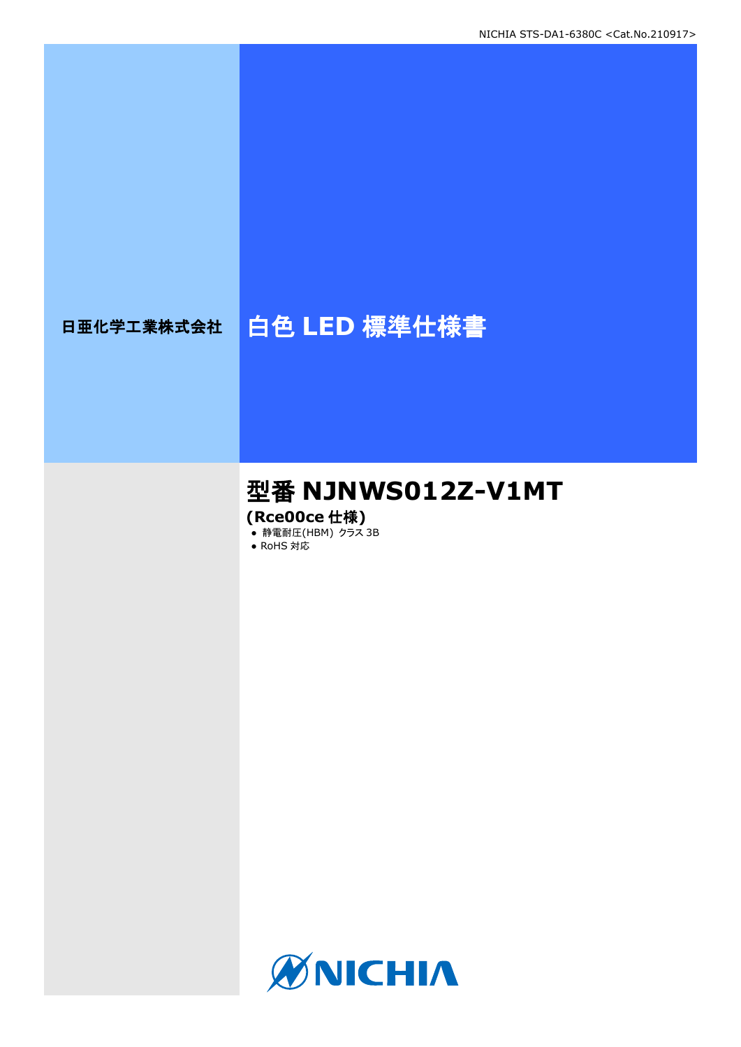NICHIA STS-DA1-6380C <Cat.No.210917>

日亜化学工業株式会社

# 白色 LED 標準仕様書

## 型番 NJNWS012Z-V1MT

**(Rce00ce 仕様)**

- 静電耐圧(HBM) クラス 3B
- RoHS 対応

NICHIA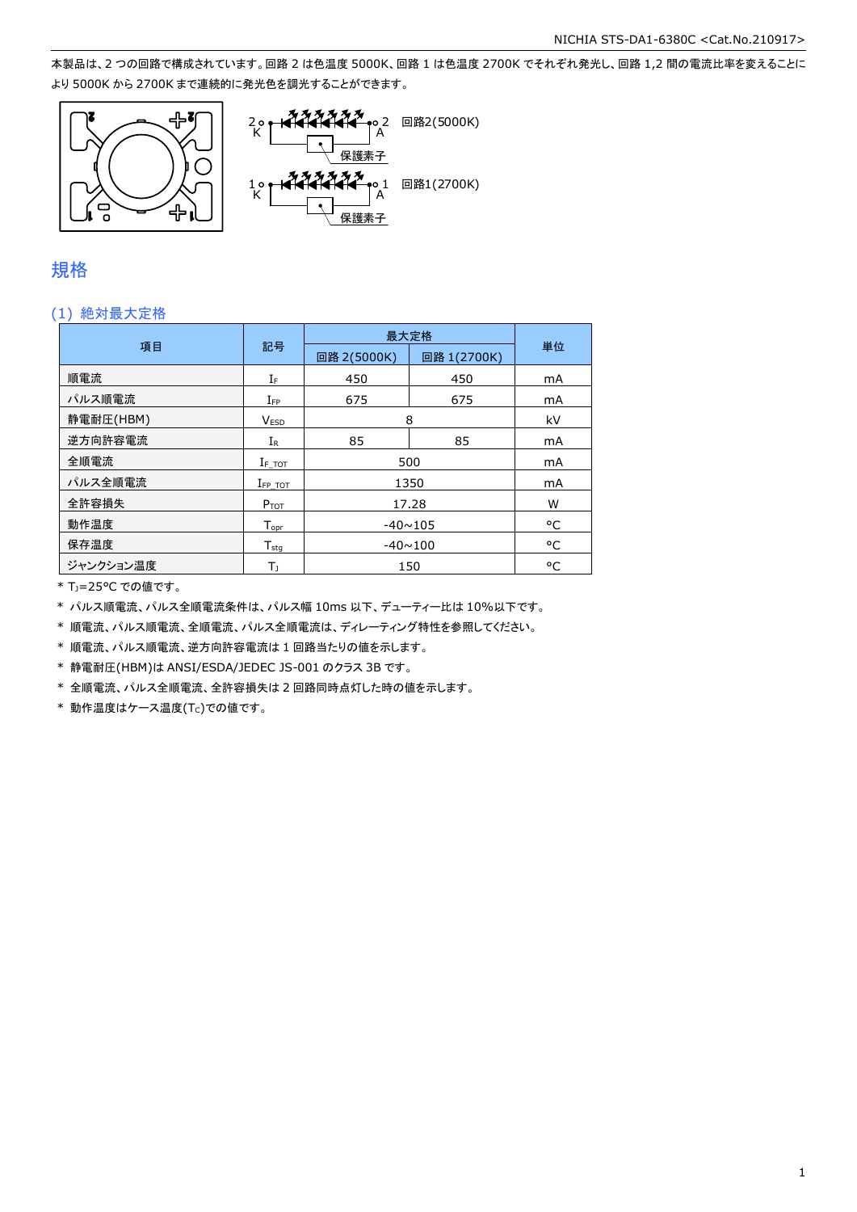本製品は、2 つの回路で構成されています。回路 2 は色温度 5000K、回路 1 は色温度 2700K でそれぞれ発光し、回路 1,2 間の電流比率を変えることにより 5000K から 2700K まで連続的に発光色を調光することができます。

2 K　　2 A　回路2(5000K)
保護素子

1 K　　1 A　回路1(2700K)
保護素子

## 規格

### (1) 絶対最大定格

| 項目 | 記号 | 最大定格 | | 単位 |
|---|---|---|---|---|
| | | 回路 2(5000K) | 回路 1(2700K) | |
| 順電流 | $I_F$ | 450 | 450 | mA |
| パルス順電流 | $I_{FP}$ | 675 | 675 | mA |
| 静電耐圧(HBM) | $V_{ESD}$ | 8 | | kV |
| 逆方向許容電流 | $I_R$ | 85 | 85 | mA |
| 全順電流 | $I_{F\_TOT}$ | 500 | | mA |
| パルス全順電流 | $I_{FP\_TOT}$ | 1350 | | mA |
| 全許容損失 | $P_{TOT}$ | 17.28 | | W |
| 動作温度 | $T_{opr}$ | -40~105 | | °C |
| 保存温度 | $T_{stg}$ | -40~100 | | °C |
| ジャンクション温度 | $T_J$ | 150 | | °C |

* $T_J$=25°C での値です。
* パルス順電流、パルス全順電流条件は、パルス幅 10ms 以下、デューティー比は 10%以下です。
* 順電流、パルス順電流、全順電流、パルス全順電流は、ディレーティング特性を参照してください。
* 順電流、パルス順電流、逆方向許容電流は 1 回路当たりの値を示します。
* 静電耐圧(HBM)は ANSI/ESDA/JEDEC JS-001 のクラス 3B です。
* 全順電流、パルス全順電流、全許容損失は 2 回路同時点灯した時の値を示します。
* 動作温度はケース温度($T_C$)での値です。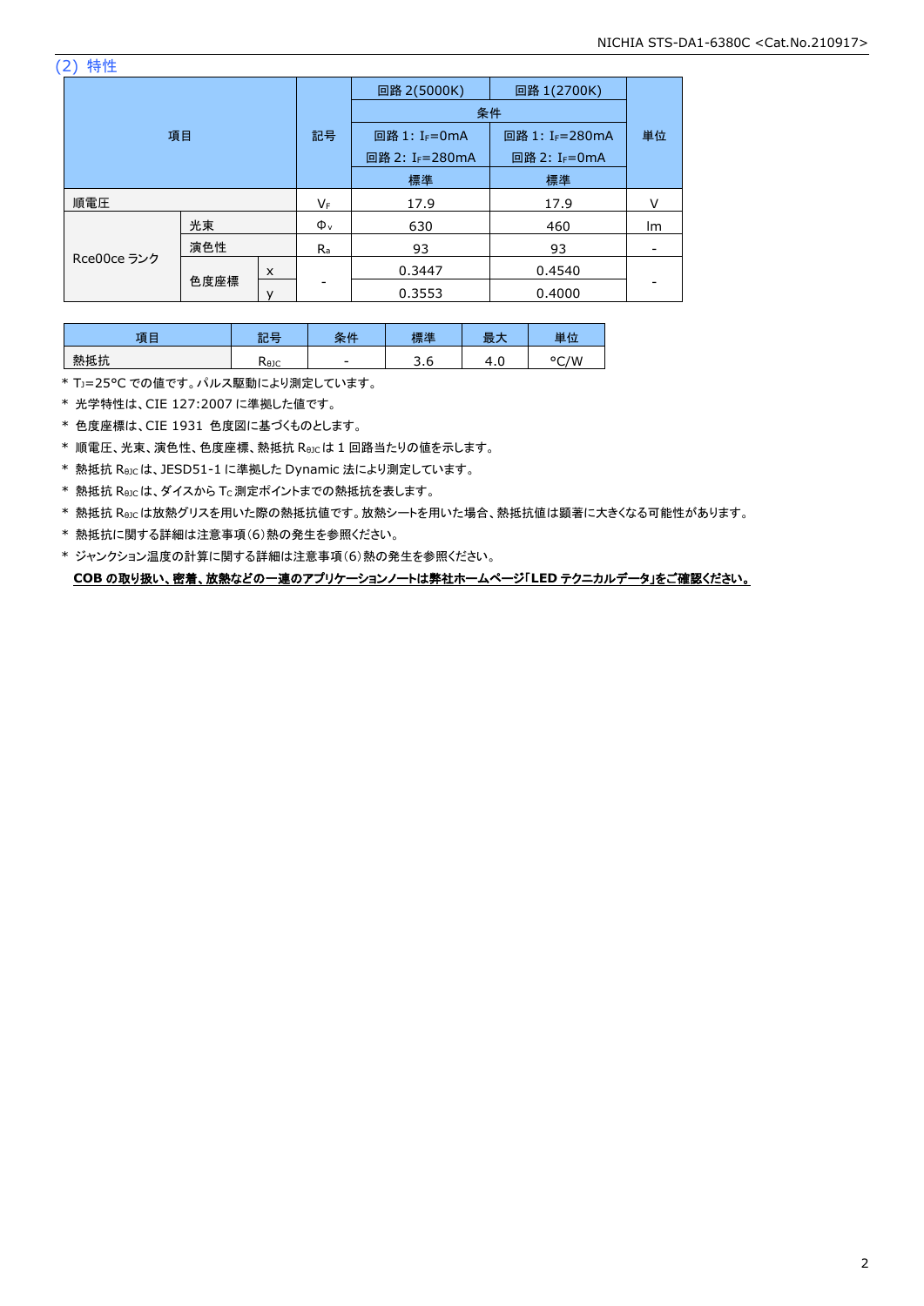## (2) 特性

| 項目 | | | 記号 | 回路 2(5000K) | 回路 1(2700K) | 単位 |
|---|---|---|---|---|---|---|
| | | | | 条件 | | |
| | | | | 回路 1: $I_F$=0mA<br>回路 2: $I_F$=280mA | 回路 1: $I_F$=280mA<br>回路 2: $I_F$=0mA | |
| | | | | 標準 | 標準 | |
| 順電圧 | | | $V_F$ | 17.9 | 17.9 | V |
| Rce00ce ランク | 光束 | | $\Phi_v$ | 630 | 460 | lm |
| | 演色性 | | $R_a$ | 93 | 93 | - |
| | 色度座標 | x | - | 0.3447 | 0.4540 | - |
| | | y | | 0.3553 | 0.4000 | |

| 項目 | 記号 | 条件 | 標準 | 最大 | 単位 |
|---|---|---|---|---|---|
| 熱抵抗 | $R_{θJC}$ | - | 3.6 | 4.0 | °C/W |

* $T_J$=25°C での値です。パルス駆動により測定しています。
* 光学特性は、CIE 127:2007 に準拠した値です。
* 色度座標は、CIE 1931 色度図に基づくものとします。
* 順電圧、光束、演色性、色度座標、熱抵抗 $R_{θJC}$ は 1 回路当たりの値を示します。
* 熱抵抗 $R_{θJC}$ は、JESD51-1 に準拠した Dynamic 法により測定しています。
* 熱抵抗 $R_{θJC}$ は、ダイスから $T_C$ 測定ポイントまでの熱抵抗を表します。
* 熱抵抗 $R_{θJC}$ は放熱グリスを用いた際の熱抵抗値です。放熱シートを用いた場合、熱抵抗値は顕著に大きくなる可能性があります。
* 熱抵抗に関する詳細は注意事項(6)熱の発生を参照ください。
* ジャンクション温度の計算に関する詳細は注意事項(6)熱の発生を参照ください。

**COB の取り扱い、密着、放熱などの一連のアプリケーションノートは弊社ホームページ「LED テクニカルデータ」をご確認ください。**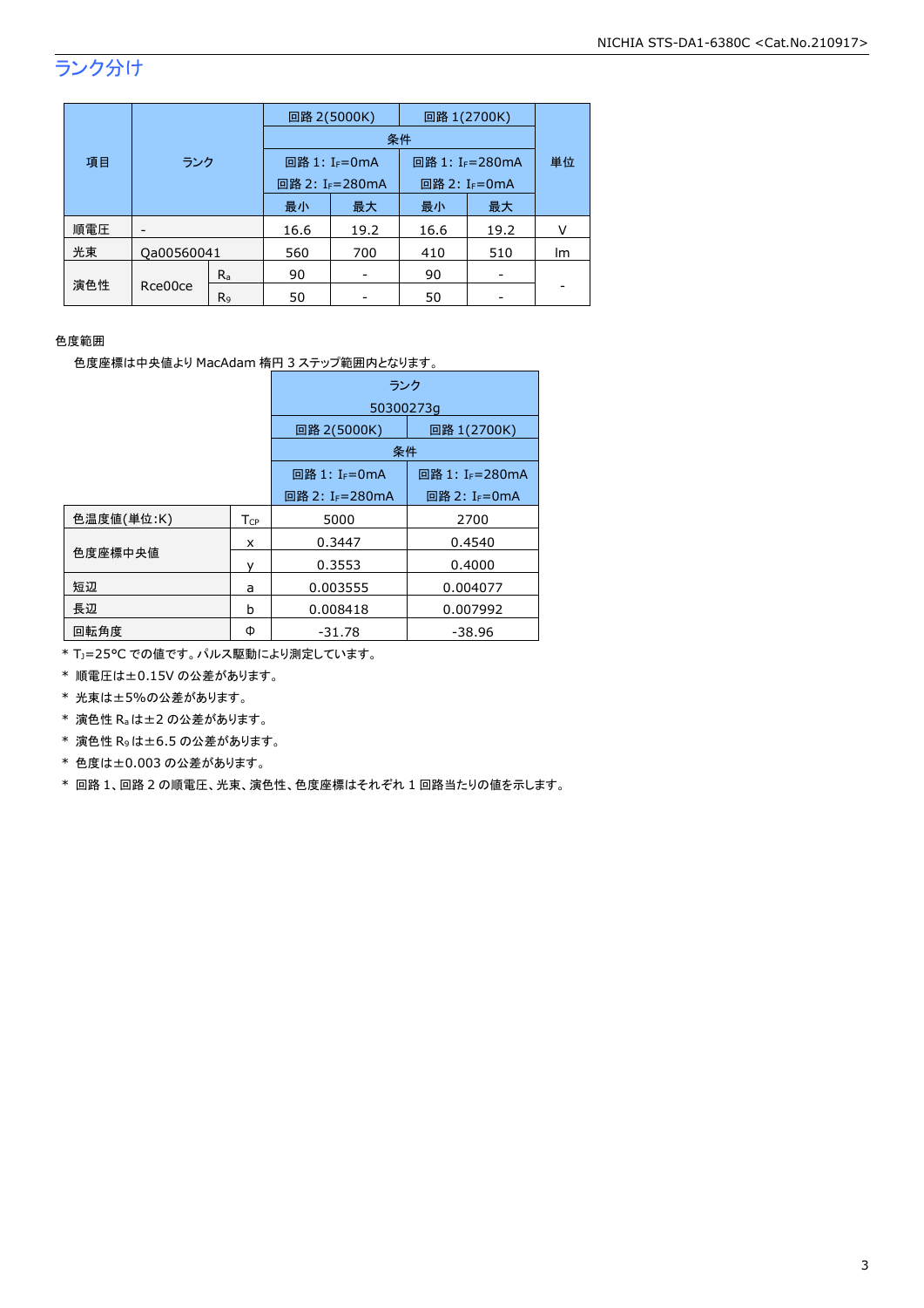## ランク分け

| 項目 | ランク | | 回路 2(5000K) | | 回路 1(2700K) | | 単位 |
|---|---|---|---|---|---|---|---|
| | | | 条件 | | | | |
| | | | 回路 1: $I_F$=0mA 回路 2: $I_F$=280mA | | 回路 1: $I_F$=280mA 回路 2: $I_F$=0mA | | |
| | | | 最小 | 最大 | 最小 | 最大 | |
| 順電圧 | - | | 16.6 | 19.2 | 16.6 | 19.2 | V |
| 光束 | Qa00560041 | | 560 | 700 | 410 | 510 | lm |
| 演色性 | Rce00ce | $R_a$ | 90 | - | 90 | - | - |
| | | $R_9$ | 50 | - | 50 | - | |

色度範囲

色度座標は中央値より MacAdam 楕円 3 ステップ範囲内となります。

| | | ランク 50300273g | |
|---|---|---|---|
| | | 回路 2(5000K) | 回路 1(2700K) |
| | | 条件 | |
| | | 回路 1: $I_F$=0mA 回路 2: $I_F$=280mA | 回路 1: $I_F$=280mA 回路 2: $I_F$=0mA |
| 色温度値(単位:K) | $T_{CP}$ | 5000 | 2700 |
| 色度座標中央値 | x | 0.3447 | 0.4540 |
| | y | 0.3553 | 0.4000 |
| 短辺 | a | 0.003555 | 0.004077 |
| 長辺 | b | 0.008418 | 0.007992 |
| 回転角度 | Φ | -31.78 | -38.96 |

* $T_J$=25°C での値です。パルス駆動により測定しています。
* 順電圧は±0.15V の公差があります。
* 光束は±5%の公差があります。
* 演色性 $R_a$ は±2 の公差があります。
* 演色性 $R_9$ は±6.5 の公差があります。
* 色度は±0.003 の公差があります。
* 回路 1、回路 2 の順電圧、光束、演色性、色度座標はそれぞれ 1 回路当たりの値を示します。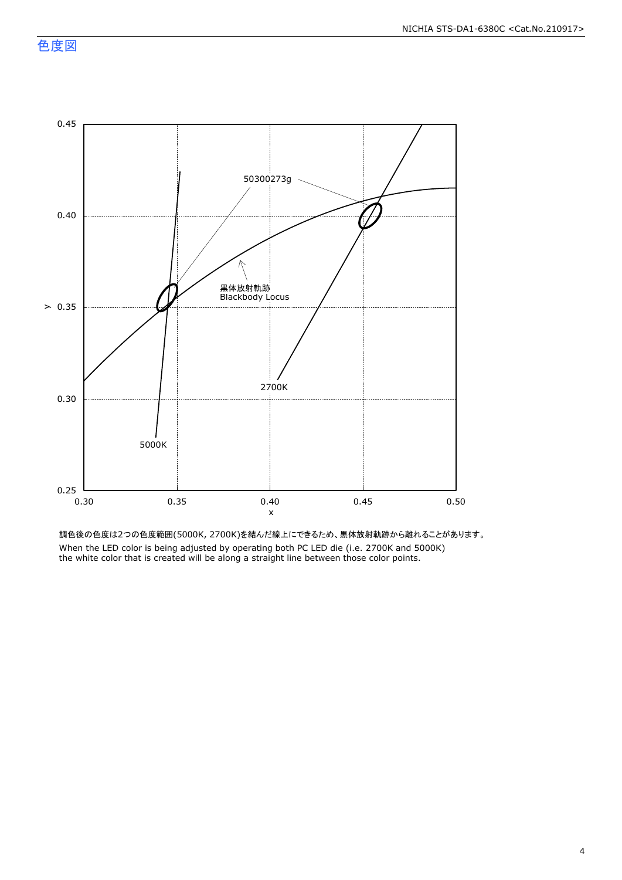## 色度図

0.45
0.40
0.35
0.30
0.25

y

0.30 0.35 0.40 0.45 0.50

x

50300273g

黒体放射軌跡
Blackbody Locus

2700K

5000K

調色後の色度は2つの色度範囲(5000K, 2700K)を結んだ線上にできるため、黒体放射軌跡から離れることがあります。

When the LED color is being adjusted by operating both PC LED die (i.e. 2700K and 5000K) the white color that is created will be along a straight line between those color points.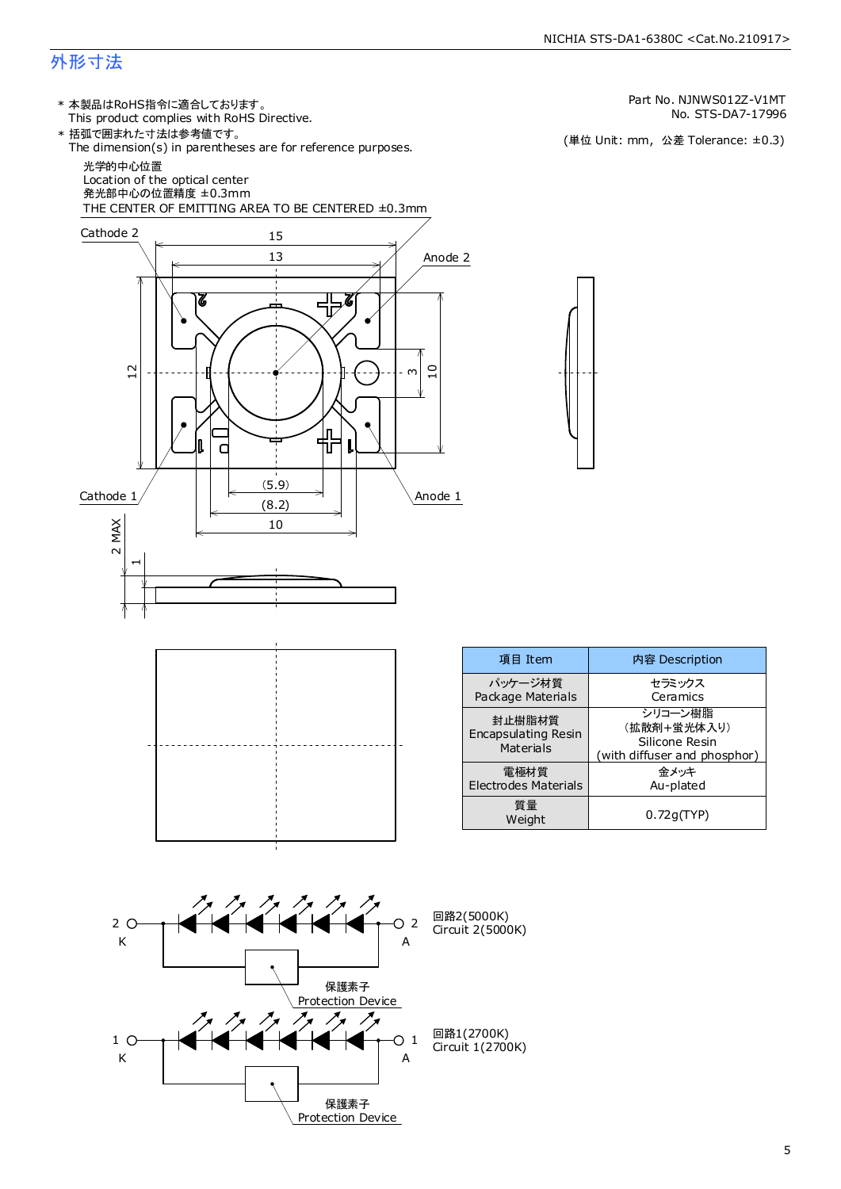## 外形寸法

* 本製品はRoHS指令に適合しております。
  This product complies with RoHS Directive.
* 括弧で囲まれた寸法は参考値です。
  The dimension(s) in parentheses are for reference purposes.

Part No. NJNWS012Z-V1MT
No. STS-DA7-17996

(単位 Unit: mm，公差 Tolerance: ±0.3)

光学的中心位置
Location of the optical center
発光部中心の位置精度 ±0.3mm
THE CENTER OF EMITTING AREA TO BE CENTERED ±0.3mm

Cathode 2
Anode 2
Cathode 1
Anode 1

15
13
12
10
3
(5.9)
(8.2)
10
2 MAX
1

| 項目 Item | 内容 Description |
|---|---|
| パッケージ材質 Package Materials | セラミックス Ceramics |
| 封止樹脂材質 Encapsulating Resin Materials | シリコーン樹脂 (拡散剤+蛍光体入り) Silicone Resin (with diffuser and phosphor) |
| 電極材質 Electrodes Materials | 金メッキ Au-plated |
| 質量 Weight | 0.72g(TYP) |

2 K — 2 A
回路2(5000K)
Circuit 2(5000K)
保護素子
Protection Device

1 K — 1 A
回路1(2700K)
Circuit 1(2700K)
保護素子
Protection Device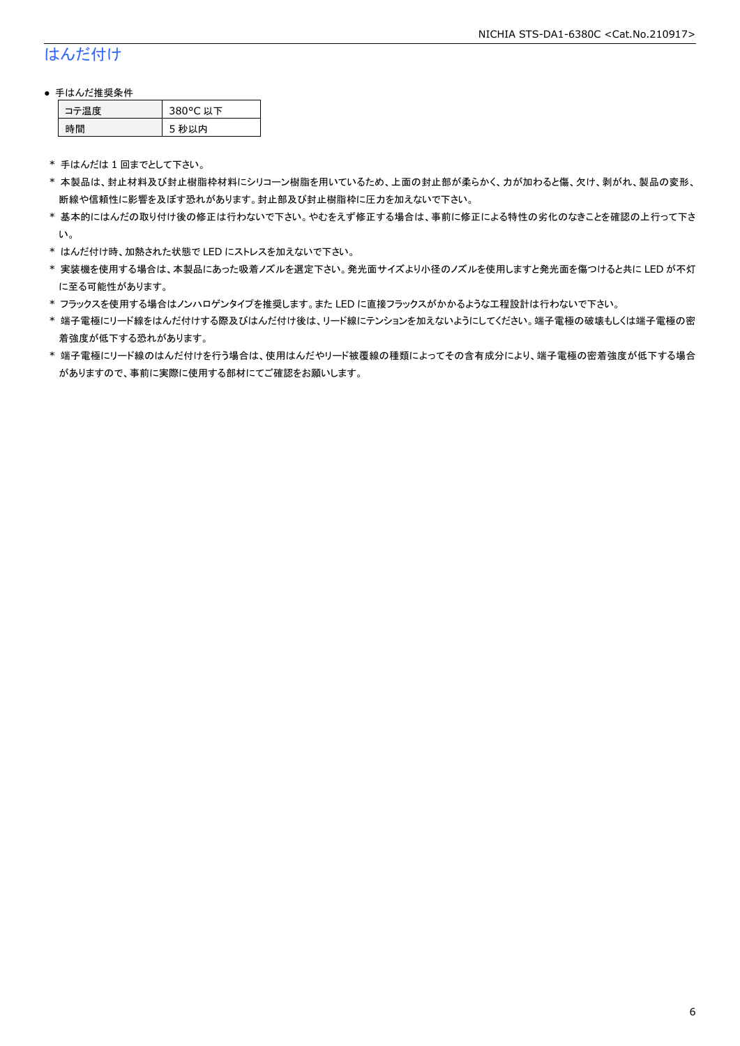# はんだ付け

- 手はんだ推奨条件

| コテ温度 | 380°C 以下 |
|---|---|
| 時間 | 5 秒以内 |

\* 手はんだは 1 回までとして下さい。

\* 本製品は、封止材料及び封止樹脂枠材料にシリコーン樹脂を用いているため、上面の封止部が柔らかく、力が加わると傷、欠け、剥がれ、製品の変形、断線や信頼性に影響を及ぼす恐れがあります。封止部及び封止樹脂枠に圧力を加えないで下さい。

\* 基本的にはんだの取り付け後の修正は行わないで下さい。やむをえず修正する場合は、事前に修正による特性の劣化のなきことを確認の上行って下さい。

\* はんだ付け時、加熱された状態で LED にストレスを加えないで下さい。

\* 実装機を使用する場合は、本製品にあった吸着ノズルを選定下さい。発光面サイズより小径のノズルを使用しますと発光面を傷つけると共に LED が不灯に至る可能性があります。

\* フラックスを使用する場合はノンハロゲンタイプを推奨します。また LED に直接フラックスがかかるような工程設計は行わないで下さい。

\* 端子電極にリード線をはんだ付けする際及びはんだ付け後は、リード線にテンションを加えないようにしてください。端子電極の破壊もしくは端子電極の密着強度が低下する恐れがあります。

\* 端子電極にリード線のはんだ付けを行う場合は、使用はんだやリード被覆線の種類によってその含有成分により、端子電極の密着強度が低下する場合がありますので、事前に実際に使用する部材にてご確認をお願いします。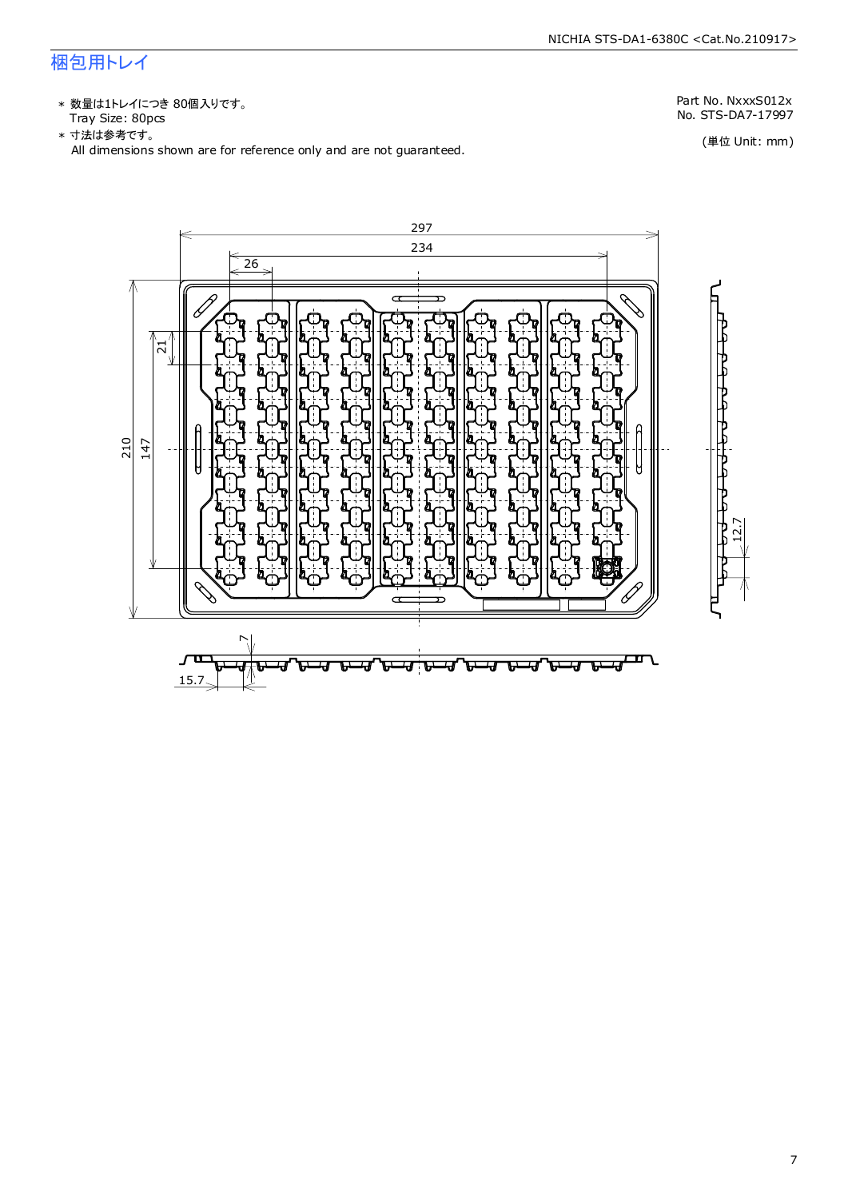# 梱包用トレイ

* 数量は1トレイにつき 80個入りです。
  Tray Size: 80pcs
* 寸法は参考です。
  All dimensions shown are for reference only and are not guaranteed.

Part No. NxxxS012x
No. STS-DA7-17997

(単位 Unit: mm)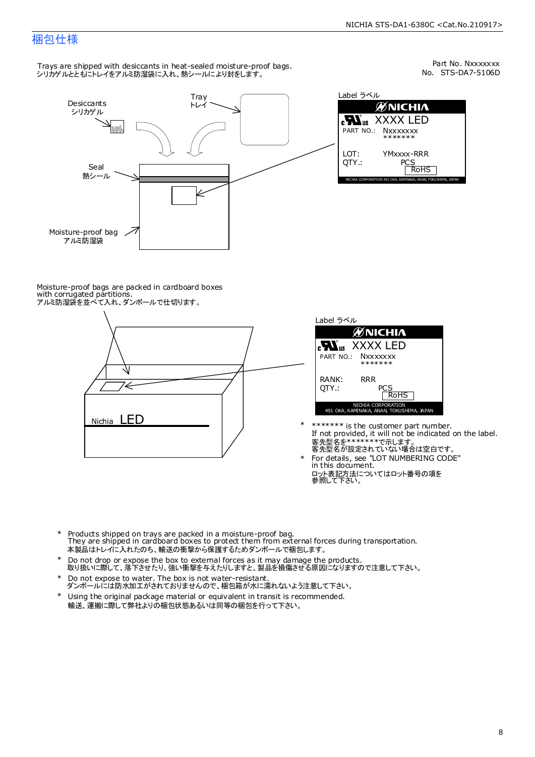# 梱包仕様

Part No. Nxxxxxxx
No. STS-DA7-5106D

Trays are shipped with desiccants in heat-sealed moisture-proof bags.
シリカゲルとともにトレイをアルミ防湿袋に入れ、熱シールにより封をします。

Desiccants
シリカゲル

Tray
トレイ

Seal
熱シール

Moisture-proof bag
アルミ防湿袋

Label ラベル

NICHIA
XXXX LED
PART NO.: Nxxxxxxx
\*\*\*\*\*\*\*
LOT: YMxxxx-RRR
QTY.: PCS
RoHS
NICHIA CORPORATION 491 OKA, KAMINAKA, ANAN, TOKUSHIMA, JAPAN

Moisture-proof bags are packed in cardboard boxes with corrugated partitions.
アルミ防湿袋を並べて入れ、ダンボールで仕切ります。

Nichia LED

Label ラベル

NICHIA
XXXX LED
PART NO.: Nxxxxxxx
\*\*\*\*\*\*\*
RANK: RRR
QTY.: PCS
RoHS
NICHIA CORPORATION
491 OKA, KAMINAKA, ANAN, TOKUSHIMA, JAPAN

- \*\*\*\*\*\*\* is the customer part number.
  If not provided, it will not be indicated on the label.
  客先型名を\*\*\*\*\*\*\*で示します。
  客先型名が設定されていない場合は空白です。
- For details, see "LOT NUMBERING CODE" in this document.
  ロット表記方法についてはロット番号の項を参照して下さい。

- Products shipped on trays are packed in a moisture-proof bag.
  They are shipped in cardboard boxes to protect them from external forces during transportation.
  本製品はトレイに入れたのち、輸送の衝撃から保護するためダンボールで梱包します。
- Do not drop or expose the box to external forces as it may damage the products.
  取り扱いに際して、落下させたり、強い衝撃を与えたりしますと、製品を損傷させる原因になりますので注意して下さい。
- Do not expose to water. The box is not water-resistant.
  ダンボールには防水加工がされておりませんので、梱包箱が水に濡れないよう注意して下さい。
- Using the original package material or equivalent in transit is recommended.
  輸送、運搬に際して弊社よりの梱包状態あるいは同等の梱包を行って下さい。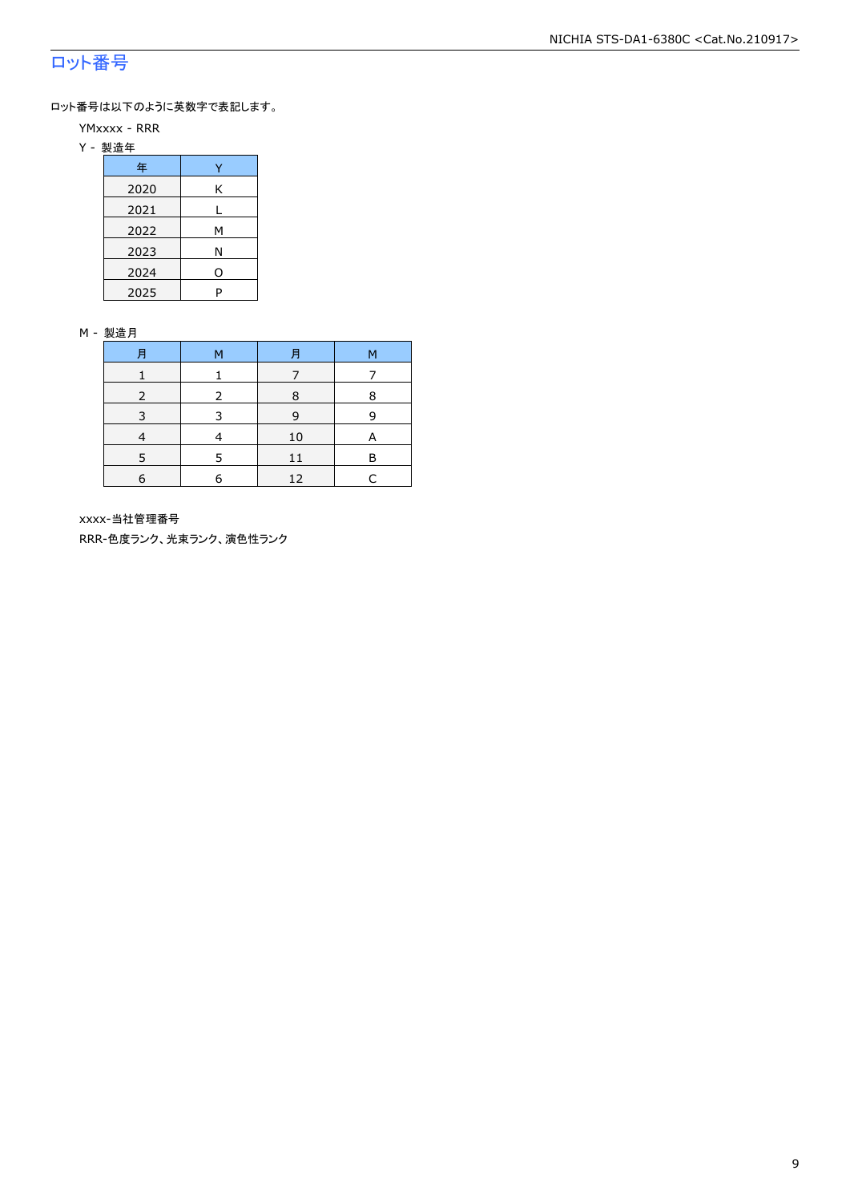## ロット番号

ロット番号は以下のように英数字で表記します。

YMxxxx - RRR

Y - 製造年

| 年 | Y |
|---|---|
| 2020 | K |
| 2021 | L |
| 2022 | M |
| 2023 | N |
| 2024 | O |
| 2025 | P |

M - 製造月

| 月 | M | 月 | M |
|---|---|---|---|
| 1 | 1 | 7 | 7 |
| 2 | 2 | 8 | 8 |
| 3 | 3 | 9 | 9 |
| 4 | 4 | 10 | A |
| 5 | 5 | 11 | B |
| 6 | 6 | 12 | C |

xxxx-当社管理番号

RRR-色度ランク、光束ランク、演色性ランク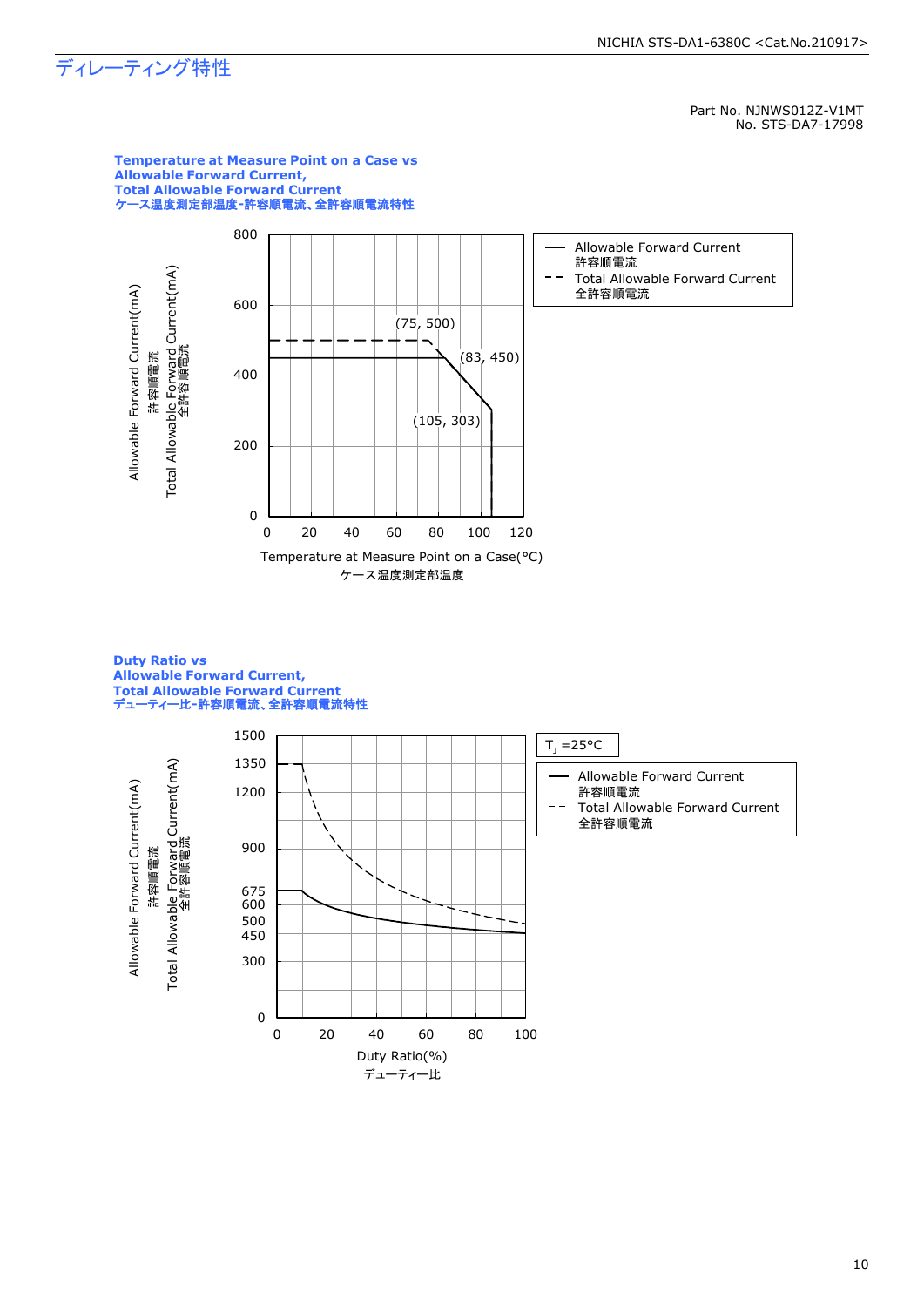# ディレーティング特性

Part No. NJNWS012Z-V1MT
No. STS-DA7-17998

**Temperature at Measure Point on a Case vs**
**Allowable Forward Current,**
**Total Allowable Forward Current**
**ケース温度測定部温度-許容順電流、全許容順電流特性**

Allowable Forward Current(mA) 許容順電流
Total Allowable Forward Current(mA) 全許容順電流

800, 600, 400, 200, 0

(75, 500)
(83, 450)
(105, 303)

0 20 40 60 80 100 120

Temperature at Measure Point on a Case(°C)
ケース温度測定部温度

—— Allowable Forward Current 許容順電流
- - Total Allowable Forward Current 全許容順電流

**Duty Ratio vs**
**Allowable Forward Current,**
**Total Allowable Forward Current**
**デューティー比-許容順電流、全許容順電流特性**

$T_J$ =25°C

Allowable Forward Current(mA) 許容順電流
Total Allowable Forward Current(mA) 全許容順電流

1500, 1350, 1200, 900, 675, 600, 500, 450, 300, 0

0 20 40 60 80 100

Duty Ratio(%)
デューティー比

—— Allowable Forward Current 許容順電流
- - Total Allowable Forward Current 全許容順電流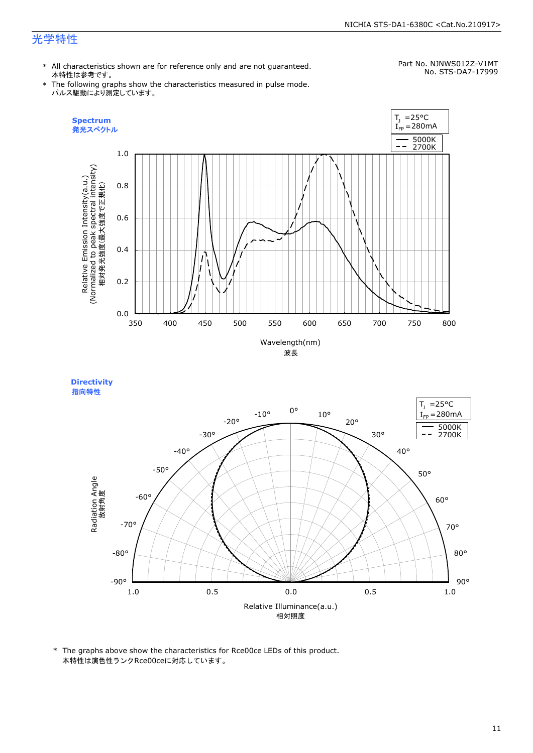## 光学特性

Part No. NJNWS012Z-V1MT
No. STS-DA7-17999

\* All characteristics shown are for reference only and are not guaranteed.
本特性は参考です。

\* The following graphs show the characteristics measured in pulse mode.
パルス駆動により測定しています。

### Spectrum
### 発光スペクトル

$T_J$ =25°C
$I_{FP}$ =280mA

— 5000K
-- 2700K

Relative Emission Intensity(a.u.)
(Normalized to peak spectral intensity)
相対発光強度(最大強度で正規化)

Wavelength(nm)
波長

### Directivity
### 指向特性

$T_J$ =25°C
$I_{FP}$ =280mA

— 5000K
-- 2700K

Radiation Angle
放射角度

Relative Illuminance(a.u.)
相対照度

\* The graphs above show the characteristics for Rce00ce LEDs of this product.
本特性は演色性ランクRce00ceに対応しています。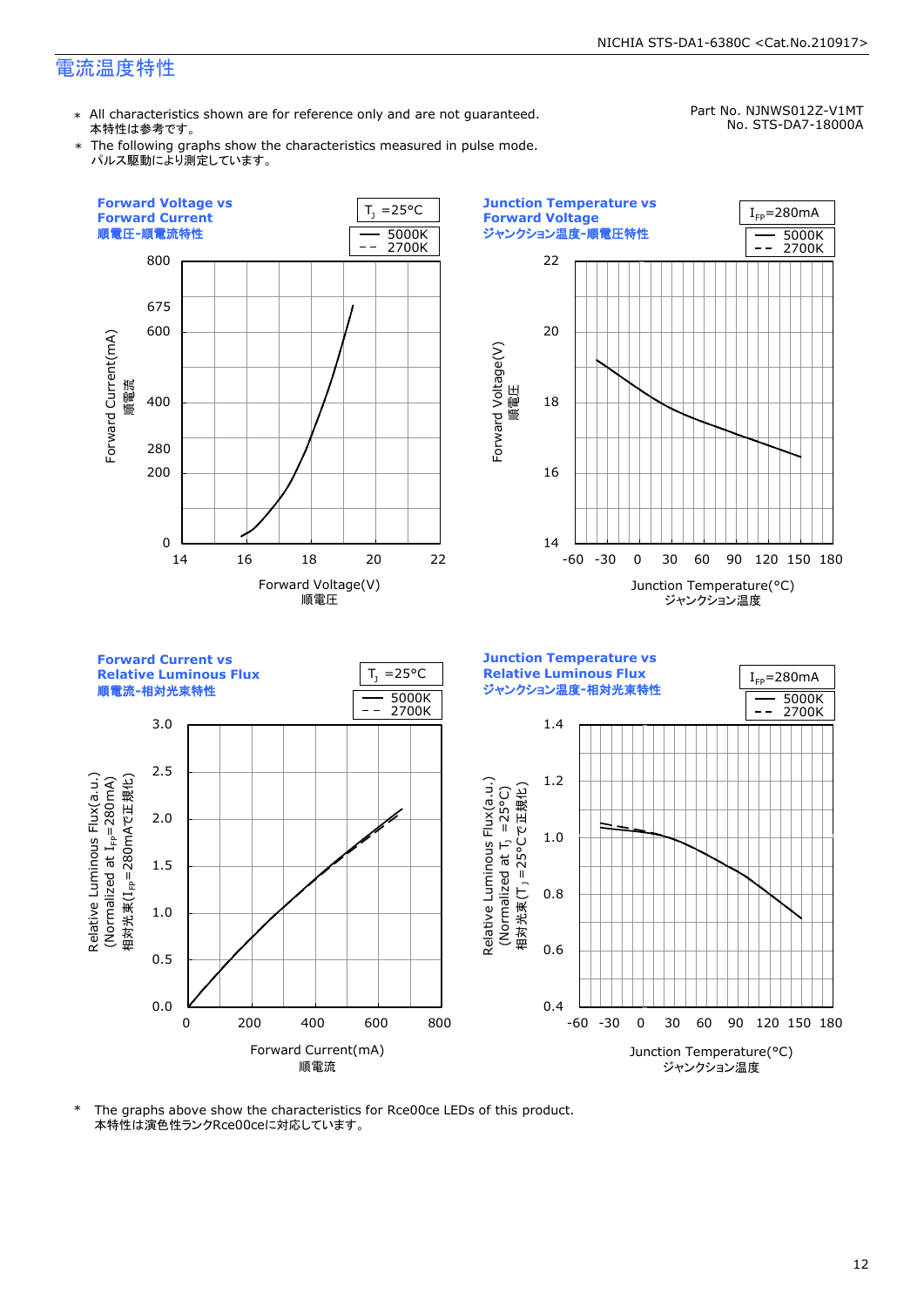# 電流温度特性

Part No. NJNWS012Z-V1MT
No. STS-DA7-18000A

* All characteristics shown are for reference only and are not guaranteed.
  本特性は参考です。
* The following graphs show the characteristics measured in pulse mode.
  パルス駆動により測定しています。

**Forward Voltage vs Forward Current**
**順電圧-順電流特性**

$T_J$ =25°C
— 5000K
- - 2700K

Forward Current(mA) 順電流: 0, 200, 280, 400, 600, 675, 800
Forward Voltage(V) 順電圧: 14, 16, 18, 20, 22

**Junction Temperature vs Forward Voltage**
**ジャンクション温度-順電圧特性**

$I_{FP}$=280mA
— 5000K
- - 2700K

Forward Voltage(V) 順電圧: 14, 16, 18, 20, 22
Junction Temperature(°C) ジャンクション温度: -60, -30, 0, 30, 60, 90, 120, 150, 180

**Forward Current vs Relative Luminous Flux**
**順電流-相対光束特性**

$T_J$ =25°C
— 5000K
- - 2700K

Relative Luminous Flux(a.u.) (Normalized at $I_{FP}$=280mA) 相対光束($I_{FP}$=280mAで正規化): 0.0, 0.5, 1.0, 1.5, 2.0, 2.5, 3.0
Forward Current(mA) 順電流: 0, 200, 400, 600, 800

**Junction Temperature vs Relative Luminous Flux**
**ジャンクション温度-相対光束特性**

$I_{FP}$=280mA
— 5000K
- - 2700K

Relative Luminous Flux(a.u.) (Normalized at $T_J$ =25°C) 相対光束($T_J$ =25°Cで正規化): 0.4, 0.6, 0.8, 1.0, 1.2, 1.4
Junction Temperature(°C) ジャンクション温度: -60, -30, 0, 30, 60, 90, 120, 150, 180

* The graphs above show the characteristics for Rce00ce LEDs of this product.
  本特性は演色性ランクRce00ceに対応しています。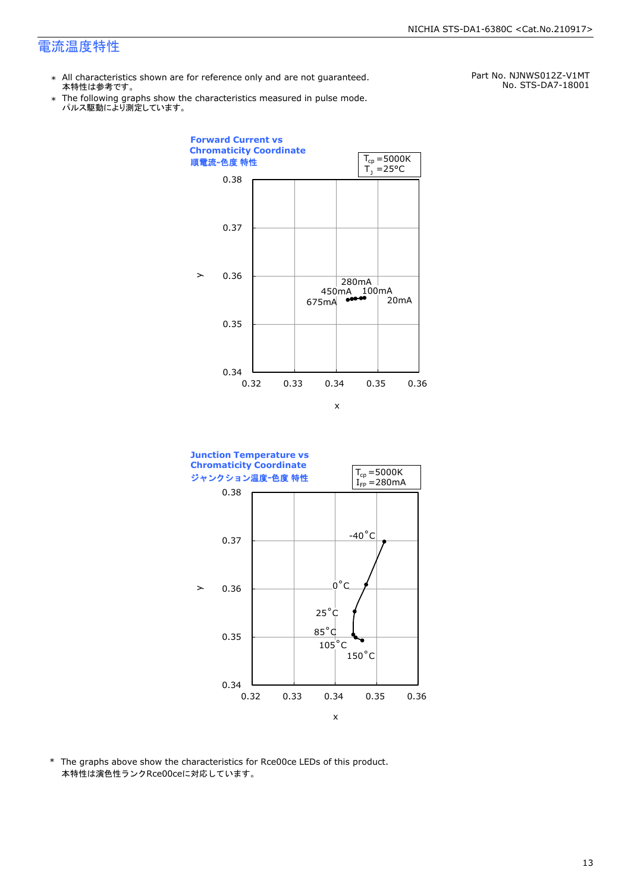## 電流温度特性

Part No. NJNWS012Z-V1MT
No. STS-DA7-18001

- \* All characteristics shown are for reference only and are not guaranteed.
  本特性は参考です。
- \* The following graphs show the characteristics measured in pulse mode.
  パルス駆動により測定しています。

**Forward Current vs Chromaticity Coordinate**
**順電流-色度 特性**

$T_{cp}$ =5000K
$T_J$ =25°C

y: 0.34–0.38, x: 0.32–0.36

Labels: 20mA, 100mA, 280mA, 450mA, 675mA

**Junction Temperature vs Chromaticity Coordinate**
**ジャンクション温度-色度 特性**

$T_{cp}$ =5000K
$I_{FP}$ =280mA

y: 0.34–0.38, x: 0.32–0.36

Labels: -40°C, 0°C, 25°C, 85°C, 105°C, 150°C

\* The graphs above show the characteristics for Rce00ce LEDs of this product.
本特性は演色性ランクRce00ceに対応しています。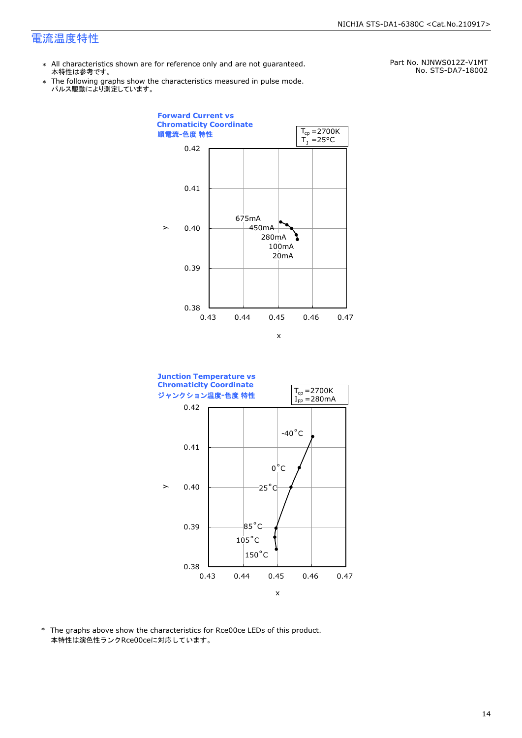# 電流温度特性

Part No. NJNWS012Z-V1MT
No. STS-DA7-18002

- ＊ All characteristics shown are for reference only and are not guaranteed.
  本特性は参考です。
- ＊ The following graphs show the characteristics measured in pulse mode.
  パルス駆動により測定しています。

**Forward Current vs Chromaticity Coordinate**
**順電流-色度 特性**

$T_{cp}$ =2700K
$T_J$ =25°C

y: 0.38 – 0.42
x: 0.43 – 0.47

675mA
450mA
280mA
100mA
20mA

**Junction Temperature vs Chromaticity Coordinate**
**ジャンクション温度-色度 特性**

$T_{cp}$ =2700K
$I_{FP}$ =280mA

y: 0.38 – 0.42
x: 0.43 – 0.47

-40°C
0°C
25°C
85°C
105°C
150°C

\* The graphs above show the characteristics for Rce00ce LEDs of this product.
本特性は演色性ランクRce00ceに対応しています。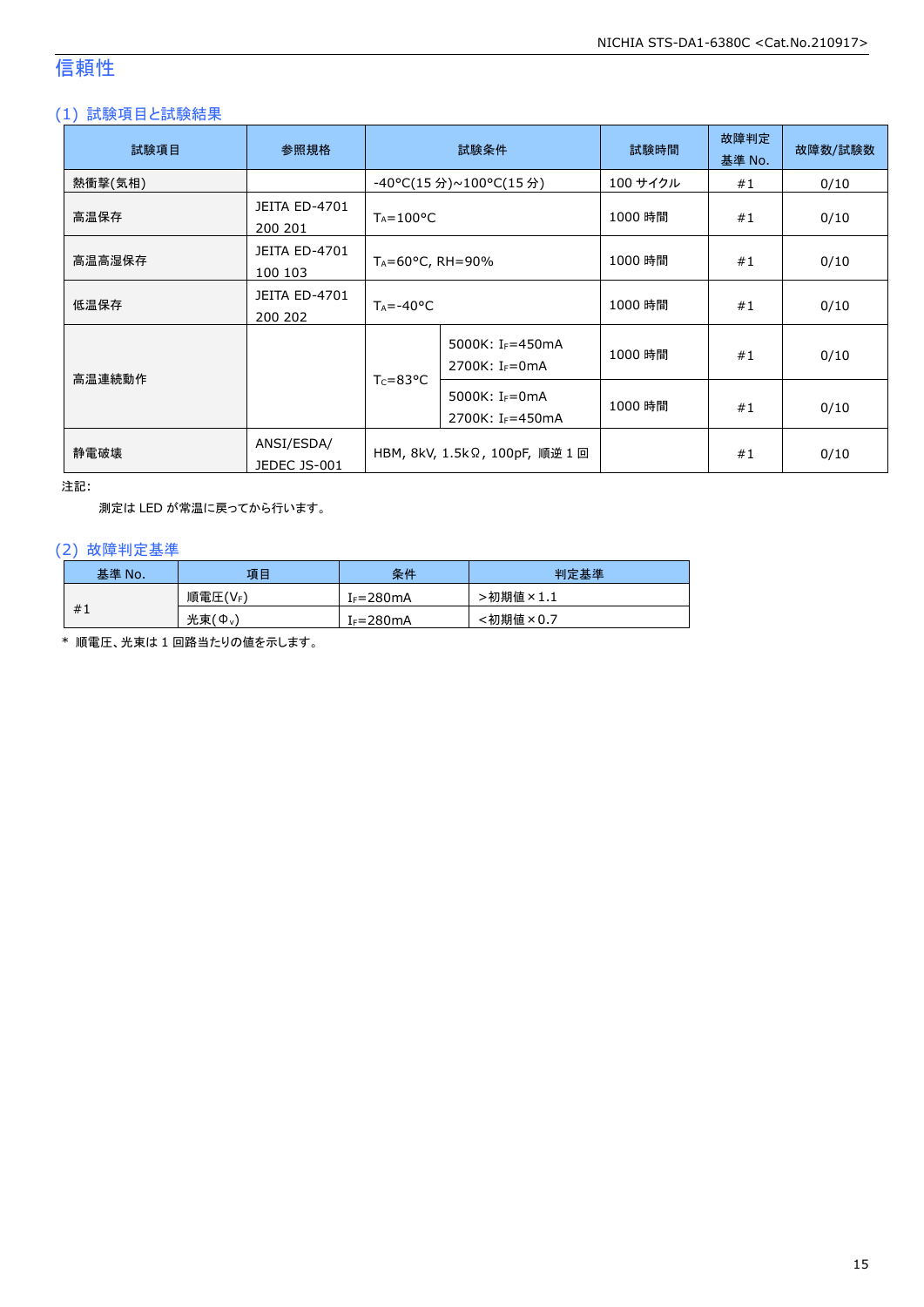# 信頼性

## (1) 試験項目と試験結果

| 試験項目 | 参照規格 | 試験条件 | | 試験時間 | 故障判定基準 No. | 故障数/試験数 |
|---|---|---|---|---|---|---|
| 熱衝撃(気相) | | -40°C(15 分)~100°C(15 分) | | 100 サイクル | #1 | 0/10 |
| 高温保存 | JEITA ED-4701 200 201 | $T_A$=100°C | | 1000 時間 | #1 | 0/10 |
| 高温高湿保存 | JEITA ED-4701 100 103 | $T_A$=60°C, RH=90% | | 1000 時間 | #1 | 0/10 |
| 低温保存 | JEITA ED-4701 200 202 | $T_A$=-40°C | | 1000 時間 | #1 | 0/10 |
| 高温連続動作 | | $T_C$=83°C | 5000K: $I_F$=450mA 2700K: $I_F$=0mA | 1000 時間 | #1 | 0/10 |
| | | | 5000K: $I_F$=0mA 2700K: $I_F$=450mA | 1000 時間 | #1 | 0/10 |
| 静電破壊 | ANSI/ESDA/ JEDEC JS-001 | HBM, 8kV, 1.5kΩ, 100pF, 順逆 1 回 | | | #1 | 0/10 |

注記:

測定は LED が常温に戻ってから行います。

## (2) 故障判定基準

| 基準 No. | 項目 | 条件 | 判定基準 |
|---|---|---|---|
| #1 | 順電圧($V_F$) | $I_F$=280mA | >初期値×1.1 |
| | 光束($\Phi_v$) | $I_F$=280mA | <初期値×0.7 |

* 順電圧、光束は 1 回路当たりの値を示します。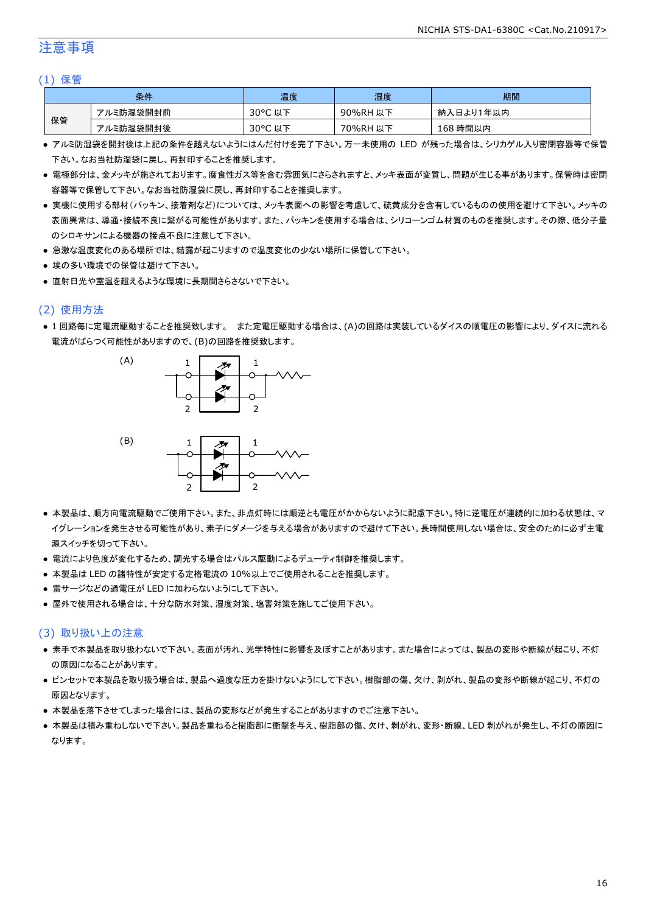## 注意事項

### (1) 保管

| 条件 | | 温度 | 湿度 | 期間 |
|---|---|---|---|---|
| 保管 | アルミ防湿袋開封前 | 30°C 以下 | 90%RH 以下 | 納入日より1年以内 |
| | アルミ防湿袋開封後 | 30°C 以下 | 70%RH 以下 | 168 時間以内 |

- アルミ防湿袋を開封後は上記の条件を越えないようにはんだ付けを完了下さい。万一未使用の LED が残った場合は、シリカゲル入り密閉容器等で保管下さい。なお当社防湿袋に戻し、再封印することを推奨します。
- 電極部分は、金メッキが施されております。腐食性ガス等を含む雰囲気にさらされますと、メッキ表面が変質し、問題が生じる事があります。保管時は密閉容器等で保管して下さい。なお当社防湿袋に戻し、再封印することを推奨します。
- 実機に使用する部材(パッキン、接着剤など)については、メッキ表面への影響を考慮して、硫黄成分を含有しているものの使用を避けて下さい。メッキの表面異常は、導通・接続不良に繋がる可能性があります。また、パッキンを使用する場合は、シリコーンゴム材質のものを推奨します。その際、低分子量のシロキサンによる機器の接点不良に注意して下さい。
- 急激な温度変化のある場所では、結露が起こりますので温度変化の少ない場所に保管して下さい。
- 埃の多い環境での保管は避けて下さい。
- 直射日光や室温を超えるような環境に長期間さらさないで下さい。

### (2) 使用方法

- 1 回路毎に定電流駆動することを推奨致します。 また定電圧駆動する場合は、(A)の回路は実装しているダイスの順電圧の影響により、ダイスに流れる電流がばらつく可能性がありますので、(B)の回路を推奨致します。

(A)

(B)

- 本製品は、順方向電流駆動でご使用下さい。また、非点灯時には順逆とも電圧がかからないように配慮下さい。特に逆電圧が連続的に加わる状態は、マイグレーションを発生させる可能性があり、素子にダメージを与える場合がありますので避けて下さい。長時間使用しない場合は、安全のために必ず主電源スイッチを切って下さい。
- 電流により色度が変化するため、調光する場合はパルス駆動によるデューティ制御を推奨します。
- 本製品は LED の諸特性が安定する定格電流の 10%以上でご使用されることを推奨します。
- 雷サージなどの過電圧が LED に加わらないようにして下さい。
- 屋外で使用される場合は、十分な防水対策、湿度対策、塩害対策を施してご使用下さい。

### (3) 取り扱い上の注意

- 素手で本製品を取り扱わないで下さい。表面が汚れ、光学特性に影響を及ぼすことがあります。また場合によっては、製品の変形や断線が起こり、不灯の原因になることがあります。
- ピンセットで本製品を取り扱う場合は、製品へ過度な圧力を掛けないようにして下さい。樹脂部の傷、欠け、剥がれ、製品の変形や断線が起こり、不灯の原因となります。
- 本製品を落下させてしまった場合には、製品の変形などが発生することがありますのでご注意下さい。
- 本製品は積み重ねしないで下さい。製品を重ねると樹脂部に衝撃を与え、樹脂部の傷、欠け、剥がれ、変形・断線、LED 剥がれが発生し、不灯の原因になります。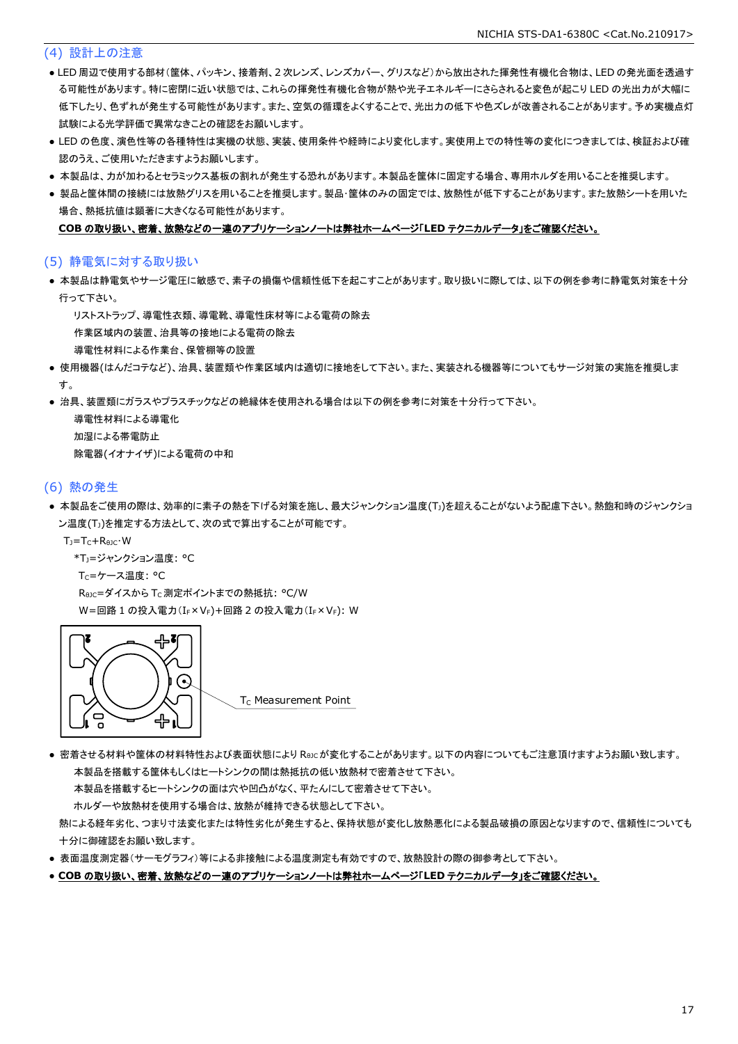### (4) 設計上の注意

- LED 周辺で使用する部材(筐体、パッキン、接着剤、2 次レンズ、レンズカバー、グリスなど)から放出された揮発性有機化合物は、LED の発光面を透過する可能性があります。特に密閉に近い状態では、これらの揮発性有機化合物が熱や光子エネルギーにさらされると変色が起こり LED の光出力が大幅に低下したり、色ずれが発生する可能性があります。また、空気の循環をよくすることで、光出力の低下や色ズレが改善されることがあります。予め実機点灯試験による光学評価で異常なきことの確認をお願いします。
- LED の色度、演色性等の各種特性は実機の状態、実装、使用条件や経時により変化します。実使用上での特性等の変化につきましては、検証および確認のうえ、ご使用いただきますようお願いします。
- 本製品は、力が加わるとセラミックス基板の割れが発生する恐れがあります。本製品を筐体に固定する場合、専用ホルダを用いることを推奨します。
- 製品と筐体間の接続には放熱グリスを用いることを推奨します。製品･筐体のみの固定では、放熱性が低下することがあります。また放熱シートを用いた場合、熱抵抗値は顕著に大きくなる可能性があります。

  **COB の取り扱い、密着、放熱などの一連のアプリケーションノートは弊社ホームページ「LED テクニカルデータ」をご確認ください。**

### (5) 静電気に対する取り扱い

- 本製品は静電気やサージ電圧に敏感で、素子の損傷や信頼性低下を起こすことがあります。取り扱いに際しては、以下の例を参考に静電気対策を十分行って下さい。
  - リストストラップ、導電性衣類、導電靴、導電性床材等による電荷の除去
  - 作業区域内の装置、治具等の接地による電荷の除去
  - 導電性材料による作業台、保管棚等の設置
- 使用機器(はんだコテなど)、治具、装置類や作業区域内は適切に接地をして下さい。また、実装される機器等についてもサージ対策の実施を推奨します。
- 治具、装置類にガラスやプラスチックなどの絶縁体を使用される場合は以下の例を参考に対策を十分行って下さい。
  - 導電性材料による導電化
  - 加湿による帯電防止
  - 除電器(イオナイザ)による電荷の中和

### (6) 熱の発生

- 本製品をご使用の際は、効率的に素子の熱を下げる対策を施し、最大ジャンクション温度($T_J$)を超えることがないよう配慮下さい。熱飽和時のジャンクション温度($T_J$)を推定する方法として、次の式で算出することが可能です。

  $T_J=T_C+R_{\theta JC}\cdot W$

  *$T_J$=ジャンクション温度: °C

  $T_C$=ケース温度: °C

  $R_{\theta JC}$=ダイスから $T_C$ 測定ポイントまでの熱抵抗: °C/W

  W=回路 1 の投入電力($I_F \times V_F$)+回路 2 の投入電力($I_F \times V_F$): W

  $T_C$ Measurement Point

- 密着させる材料や筐体の材料特性および表面状態により $R_{\theta JC}$ が変化することがあります。以下の内容についてもご注意頂けますようお願い致します。
  - 本製品を搭載する筐体もしくはヒートシンクの間は熱抵抗の低い放熱材で密着させて下さい。
  - 本製品を搭載するヒートシンクの面は穴や凹凸がなく、平たんにして密着させて下さい。
  - ホルダーや放熱材を使用する場合は、放熱が維持できる状態として下さい。

  熱による経年劣化、つまり寸法変化または特性劣化が発生すると、保持状態が変化し放熱悪化による製品破損の原因となりますので、信頼性についても十分に御確認をお願い致します。
- 表面温度測定器(サーモグラフィ)等による非接触による温度測定も有効ですので、放熱設計の際の御参考として下さい。
- **COB の取り扱い、密着、放熱などの一連のアプリケーションノートは弊社ホームページ「LED テクニカルデータ」をご確認ください。**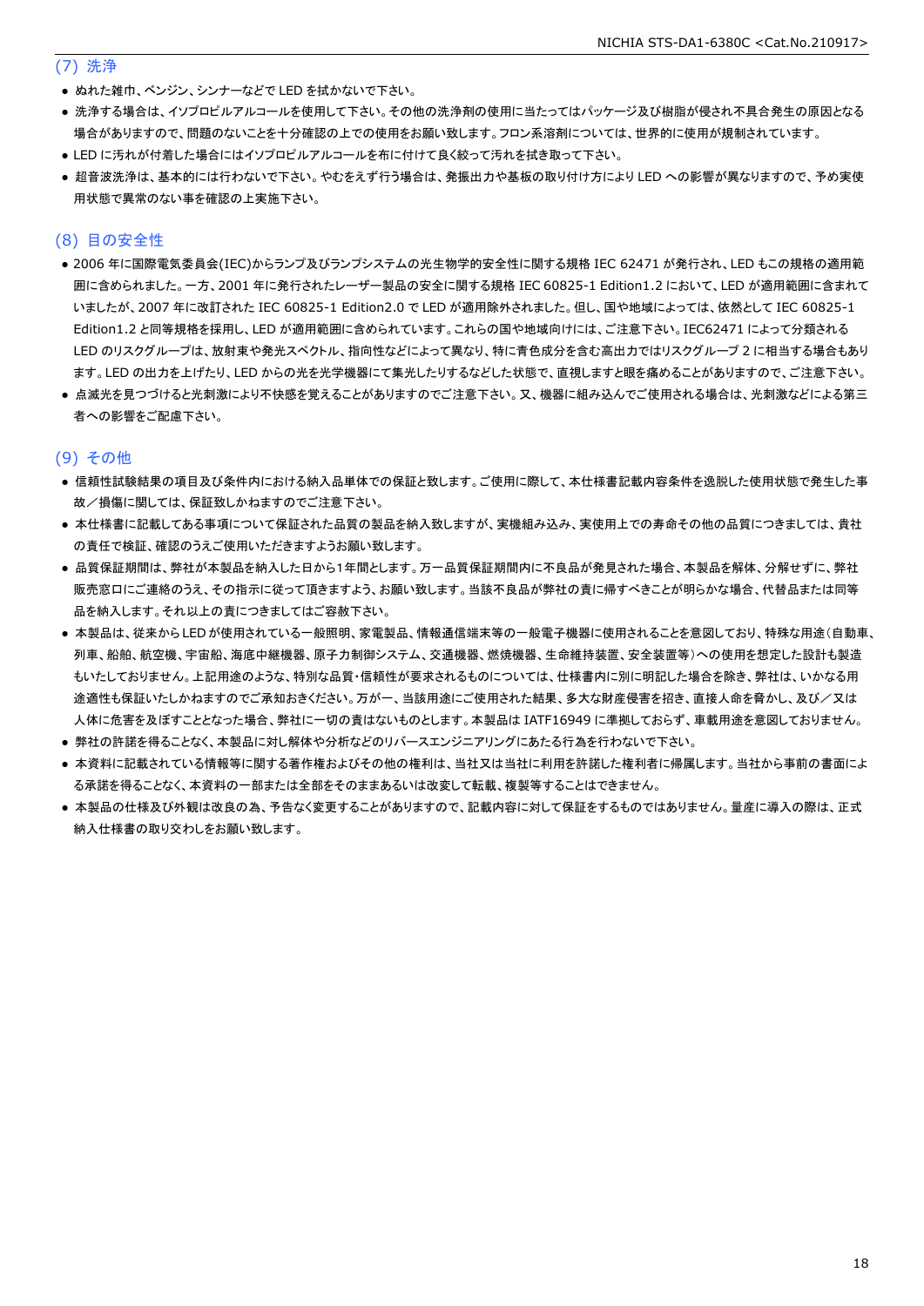## (7) 洗浄

- ぬれた雑巾、ベンジン、シンナーなどで LED を拭かないで下さい。
- 洗浄する場合は、イソプロピルアルコールを使用して下さい。その他の洗浄剤の使用に当たってはパッケージ及び樹脂が侵され不具合発生の原因となる場合がありますので、問題のないことを十分確認の上での使用をお願い致します。フロン系溶剤については、世界的に使用が規制されています。
- LED に汚れが付着した場合にはイソプロピルアルコールを布に付けて良く絞って汚れを拭き取って下さい。
- 超音波洗浄は、基本的には行わないで下さい。やむをえず行う場合は、発振出力や基板の取り付け方により LED への影響が異なりますので、予め実使用状態で異常のない事を確認の上実施下さい。

## (8) 目の安全性

- 2006 年に国際電気委員会(IEC)からランプ及びランプシステムの光生物学的安全性に関する規格 IEC 62471 が発行され、LED もこの規格の適用範囲に含められました。一方、2001 年に発行されたレーザー製品の安全に関する規格 IEC 60825-1 Edition1.2 において、LED が適用範囲に含まれていましたが、2007 年に改訂された IEC 60825-1 Edition2.0 で LED が適用除外されました。但し、国や地域によっては、依然として IEC 60825-1 Edition1.2 と同等規格を採用し、LED が適用範囲に含められています。これらの国や地域向けには、ご注意下さい。IEC62471 によって分類される LED のリスクグループは、放射束や発光スペクトル、指向性などによって異なり、特に青色成分を含む高出力ではリスクグループ 2 に相当する場合もあります。LED の出力を上げたり、LED からの光を光学機器にて集光したりするなどした状態で、直視しますと眼を痛めることがありますので、ご注意下さい。
- 点滅光を見つづけると光刺激により不快感を覚えることがありますのでご注意下さい。又、機器に組み込んでご使用される場合は、光刺激などによる第三者への影響をご配慮下さい。

## (9) その他

- 信頼性試験結果の項目及び条件内における納入品単体での保証と致します。ご使用に際して、本仕様書記載内容条件を逸脱した使用状態で発生した事故／損傷に関しては、保証致しかねますのでご注意下さい。
- 本仕様書に記載してある事項について保証された品質の製品を納入致しますが、実機組み込み、実使用上での寿命その他の品質につきましては、貴社の責任で検証、確認のうえご使用いただきますようお願い致します。
- 品質保証期間は、弊社が本製品を納入した日から1年間とします。万一品質保証期間内に不良品が発見された場合、本製品を解体、分解せずに、弊社販売窓口にご連絡のうえ、その指示に従って頂きますよう、お願い致します。当該不良品が弊社の責に帰すべきことが明らかな場合、代替品または同等品を納入します。それ以上の責につきましてはご容赦下さい。
- 本製品は、従来からLEDが使用されている一般照明、家電製品、情報通信端末等の一般電子機器に使用されることを意図しており、特殊な用途（自動車、列車、船舶、航空機、宇宙船、海底中継機器、原子力制御システム、交通機器、燃焼機器、生命維持装置、安全装置等）への使用を想定した設計も製造もいたしておりません。上記用途のような、特別な品質・信頼性が要求されるものについては、仕様書内に別に明記した場合を除き、弊社は、いかなる用途適性も保証いたしかねますのでご承知おきください。万が一、当該用途にご使用された結果、多大な財産侵害を招き、直接人命を脅かし、及び／又は人体に危害を及ぼすこととなった場合、弊社に一切の責はないものとします。本製品は IATF16949 に準拠しておらず、車載用途を意図しておりません。
- 弊社の許諾を得ることなく、本製品に対し解体や分析などのリバースエンジニアリングにあたる行為を行わないで下さい。
- 本資料に記載されている情報等に関する著作権およびその他の権利は、当社又は当社に利用を許諾した権利者に帰属します。当社から事前の書面による承諾を得ることなく、本資料の一部または全部をそのままあるいは改変して転載、複製等することはできません。
- 本製品の仕様及び外観は改良の為、予告なく変更することがありますので、記載内容に対して保証をするものではありません。量産に導入の際は、正式納入仕様書の取り交わしをお願い致します。